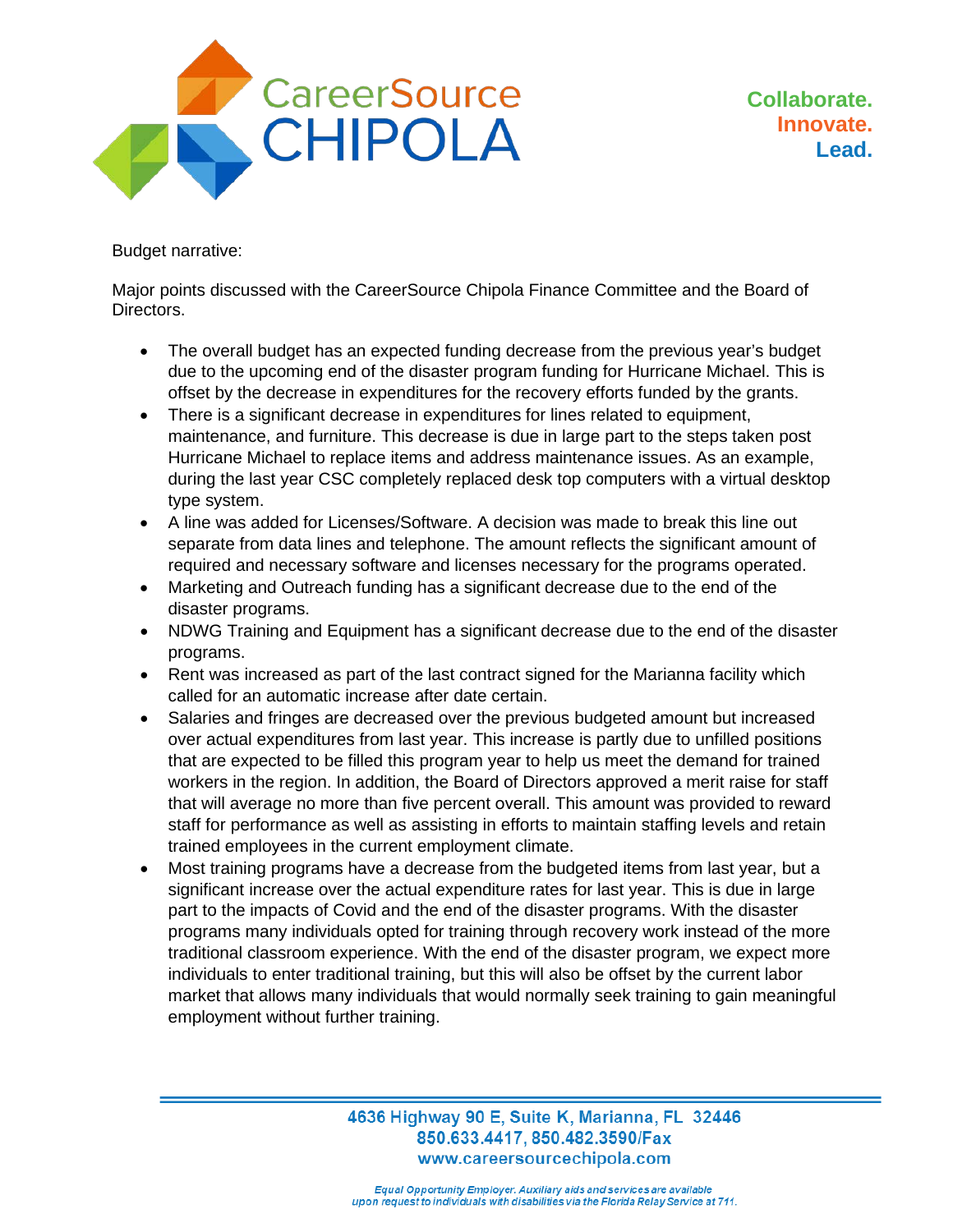CareerSource CHIPOLA

**Collaborate.**
**Innovate.**
**Lead.**

Budget narrative:

Major points discussed with the CareerSource Chipola Finance Committee and the Board of Directors.

- The overall budget has an expected funding decrease from the previous year's budget due to the upcoming end of the disaster program funding for Hurricane Michael. This is offset by the decrease in expenditures for the recovery efforts funded by the grants.
- There is a significant decrease in expenditures for lines related to equipment, maintenance, and furniture. This decrease is due in large part to the steps taken post Hurricane Michael to replace items and address maintenance issues. As an example, during the last year CSC completely replaced desk top computers with a virtual desktop type system.
- A line was added for Licenses/Software. A decision was made to break this line out separate from data lines and telephone. The amount reflects the significant amount of required and necessary software and licenses necessary for the programs operated.
- Marketing and Outreach funding has a significant decrease due to the end of the disaster programs.
- NDWG Training and Equipment has a significant decrease due to the end of the disaster programs.
- Rent was increased as part of the last contract signed for the Marianna facility which called for an automatic increase after date certain.
- Salaries and fringes are decreased over the previous budgeted amount but increased over actual expenditures from last year. This increase is partly due to unfilled positions that are expected to be filled this program year to help us meet the demand for trained workers in the region. In addition, the Board of Directors approved a merit raise for staff that will average no more than five percent overall. This amount was provided to reward staff for performance as well as assisting in efforts to maintain staffing levels and retain trained employees in the current employment climate.
- Most training programs have a decrease from the budgeted items from last year, but a significant increase over the actual expenditure rates for last year. This is due in large part to the impacts of Covid and the end of the disaster programs. With the disaster programs many individuals opted for training through recovery work instead of the more traditional classroom experience. With the end of the disaster program, we expect more individuals to enter traditional training, but this will also be offset by the current labor market that allows many individuals that would normally seek training to gain meaningful employment without further training.

4636 Highway 90 E, Suite K, Marianna, FL 32446
850.633.4417, 850.482.3590/Fax
www.careersourcechipola.com

*Equal Opportunity Employer. Auxiliary aids and services are available upon request to individuals with disabilities via the Florida Relay Service at 711.*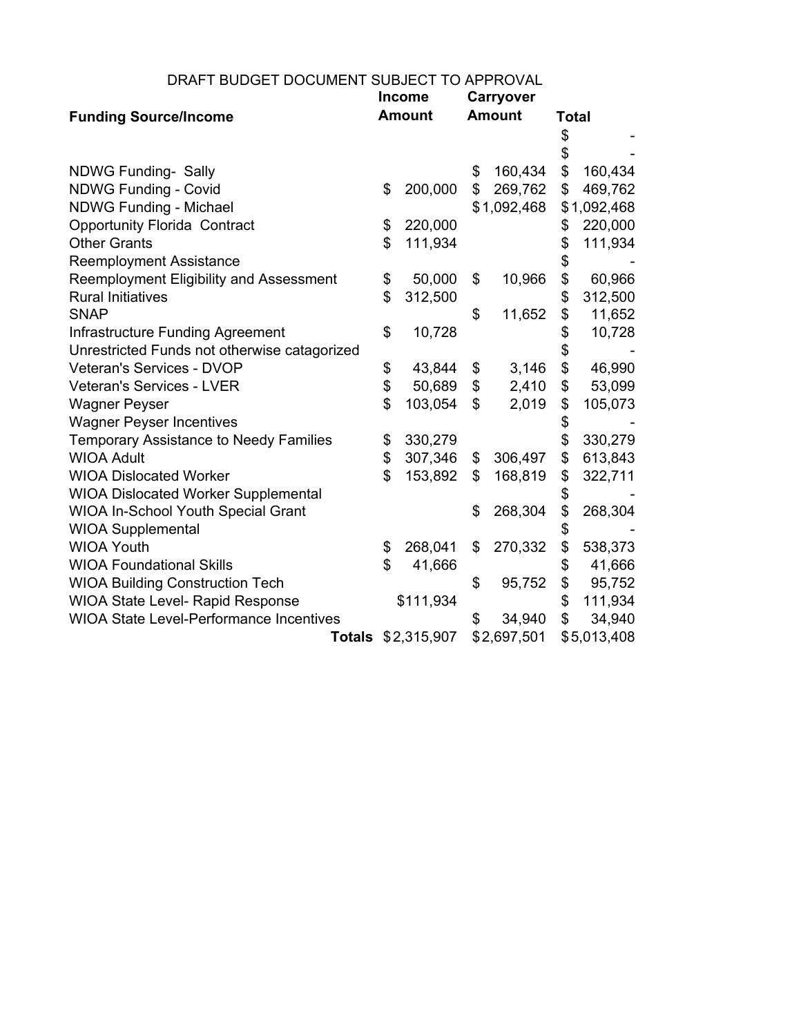DRAFT BUDGET DOCUMENT SUBJECT TO APPROVAL

| Funding Source/Income | Income Amount | Carryover Amount | Total |
|---|---|---|---|
| | | | $ - |
| | | | $ - |
| NDWG Funding- Sally | | $ 160,434 | $ 160,434 |
| NDWG Funding - Covid | $ 200,000 | $ 269,762 | $ 469,762 |
| NDWG Funding - Michael | | $1,092,468 | $1,092,468 |
| Opportunity Florida Contract | $ 220,000 | | $ 220,000 |
| Other Grants | $ 111,934 | | $ 111,934 |
| Reemployment Assistance | | | $ - |
| Reemployment Eligibility and Assessment | $ 50,000 | $ 10,966 | $ 60,966 |
| Rural Initiatives | $ 312,500 | | $ 312,500 |
| SNAP | | $ 11,652 | $ 11,652 |
| Infrastructure Funding Agreement | $ 10,728 | | $ 10,728 |
| Unrestricted Funds not otherwise catagorized | | | $ - |
| Veteran's Services - DVOP | $ 43,844 | $ 3,146 | $ 46,990 |
| Veteran's Services - LVER | $ 50,689 | $ 2,410 | $ 53,099 |
| Wagner Peyser | $ 103,054 | $ 2,019 | $ 105,073 |
| Wagner Peyser Incentives | | | $ - |
| Temporary Assistance to Needy Families | $ 330,279 | | $ 330,279 |
| WIOA Adult | $ 307,346 | $ 306,497 | $ 613,843 |
| WIOA Dislocated Worker | $ 153,892 | $ 168,819 | $ 322,711 |
| WIOA Dislocated Worker Supplemental | | | $ - |
| WIOA In-School Youth Special Grant | | $ 268,304 | $ 268,304 |
| WIOA Supplemental | | | $ - |
| WIOA Youth | $ 268,041 | $ 270,332 | $ 538,373 |
| WIOA Foundational Skills | $ 41,666 | | $ 41,666 |
| WIOA Building Construction Tech | | $ 95,752 | $ 95,752 |
| WIOA State Level- Rapid Response | $111,934 | | $ 111,934 |
| WIOA State Level-Performance Incentives | | $ 34,940 | $ 34,940 |
| **Totals** | $2,315,907 | $2,697,501 | $5,013,408 |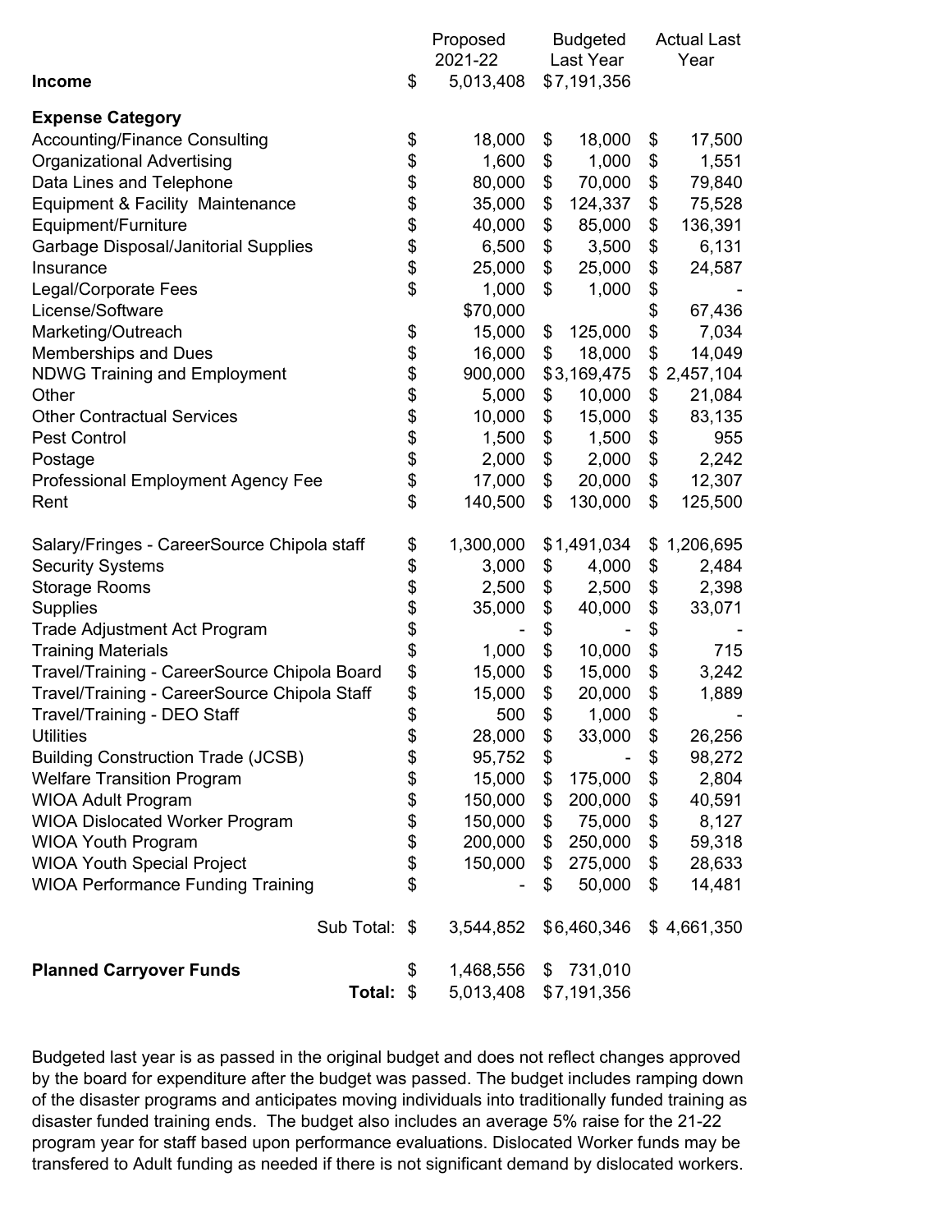| | Proposed 2021-22 | Budgeted Last Year | Actual Last Year |
|---|---|---|---|
| **Income** | $ 5,013,408 | $7,191,356 | |
| | | | |
| **Expense Category** | | | |
| Accounting/Finance Consulting | $ 18,000 | $ 18,000 | $ 17,500 |
| Organizational Advertising | $ 1,600 | $ 1,000 | $ 1,551 |
| Data Lines and Telephone | $ 80,000 | $ 70,000 | $ 79,840 |
| Equipment & Facility Maintenance | $ 35,000 | $ 124,337 | $ 75,528 |
| Equipment/Furniture | $ 40,000 | $ 85,000 | $ 136,391 |
| Garbage Disposal/Janitorial Supplies | $ 6,500 | $ 3,500 | $ 6,131 |
| Insurance | $ 25,000 | $ 25,000 | $ 24,587 |
| Legal/Corporate Fees | $ 1,000 | $ 1,000 | $ - |
| License/Software | $70,000 | | $ 67,436 |
| Marketing/Outreach | $ 15,000 | $ 125,000 | $ 7,034 |
| Memberships and Dues | $ 16,000 | $ 18,000 | $ 14,049 |
| NDWG Training and Employment | $ 900,000 | $3,169,475 | $ 2,457,104 |
| Other | $ 5,000 | $ 10,000 | $ 21,084 |
| Other Contractual Services | $ 10,000 | $ 15,000 | $ 83,135 |
| Pest Control | $ 1,500 | $ 1,500 | $ 955 |
| Postage | $ 2,000 | $ 2,000 | $ 2,242 |
| Professional Employment Agency Fee | $ 17,000 | $ 20,000 | $ 12,307 |
| Rent | $ 140,500 | $ 130,000 | $ 125,500 |
| | | | |
| Salary/Fringes - CareerSource Chipola staff | $ 1,300,000 | $1,491,034 | $ 1,206,695 |
| Security Systems | $ 3,000 | $ 4,000 | $ 2,484 |
| Storage Rooms | $ 2,500 | $ 2,500 | $ 2,398 |
| Supplies | $ 35,000 | $ 40,000 | $ 33,071 |
| Trade Adjustment Act Program | $ - | $ - | $ - |
| Training Materials | $ 1,000 | $ 10,000 | $ 715 |
| Travel/Training - CareerSource Chipola Board | $ 15,000 | $ 15,000 | $ 3,242 |
| Travel/Training - CareerSource Chipola Staff | $ 15,000 | $ 20,000 | $ 1,889 |
| Travel/Training - DEO Staff | $ 500 | $ 1,000 | $ - |
| Utilities | $ 28,000 | $ 33,000 | $ 26,256 |
| Building Construction Trade (JCSB) | $ 95,752 | $ - | $ 98,272 |
| Welfare Transition Program | $ 15,000 | $ 175,000 | $ 2,804 |
| WIOA Adult Program | $ 150,000 | $ 200,000 | $ 40,591 |
| WIOA Dislocated Worker Program | $ 150,000 | $ 75,000 | $ 8,127 |
| WIOA Youth Program | $ 200,000 | $ 250,000 | $ 59,318 |
| WIOA Youth Special Project | $ 150,000 | $ 275,000 | $ 28,633 |
| WIOA Performance Funding Training | $ - | $ 50,000 | $ 14,481 |
| | | | |
| Sub Total: | $ 3,544,852 | $6,460,346 | $ 4,661,350 |
| | | | |
| **Planned Carryover Funds** | $ 1,468,556 | $ 731,010 | |
| **Total:** | $ 5,013,408 | $7,191,356 | |

Budgeted last year is as passed in the original budget and does not reflect changes approved by the board for expenditure after the budget was passed. The budget includes ramping down of the disaster programs and anticipates moving individuals into traditionally funded training as disaster funded training ends. The budget also includes an average 5% raise for the 21-22 program year for staff based upon performance evaluations. Dislocated Worker funds may be transfered to Adult funding as needed if there is not significant demand by dislocated workers.